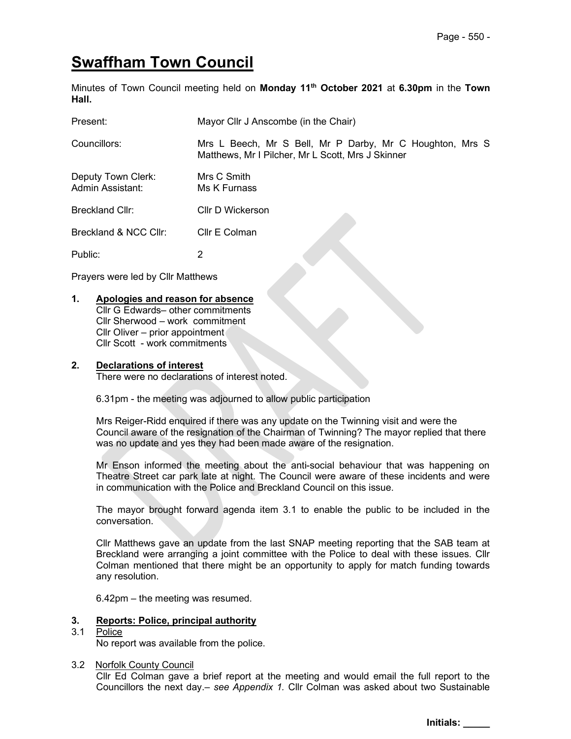# Swaffham Town Council

Minutes of Town Council meeting held on **Monday 11th October 2021** at **6.30pm** in the **Town Hall.**

| | |
|---|---|
| Present: | Mayor Cllr J Anscombe (in the Chair) |
| Councillors: | Mrs L Beech, Mr S Bell, Mr P Darby, Mr C Houghton, Mrs S Matthews, Mr I Pilcher, Mr L Scott, Mrs J Skinner |
| Deputy Town Clerk: | Mrs C Smith |
| Admin Assistant: | Ms K Furnass |
| Breckland Cllr: | Cllr D Wickerson |
| Breckland & NCC Cllr: | Cllr E Colman |
| Public: | 2 |

Prayers were led by Cllr Matthews

**1. Apologies and reason for absence**

Cllr G Edwards– other commitments
Cllr Sherwood – work commitment
Cllr Oliver – prior appointment
Cllr Scott - work commitments

**2. Declarations of interest**

There were no declarations of interest noted.

6.31pm - the meeting was adjourned to allow public participation

Mrs Reiger-Ridd enquired if there was any update on the Twinning visit and were the Council aware of the resignation of the Chairman of Twinning? The mayor replied that there was no update and yes they had been made aware of the resignation.

Mr Enson informed the meeting about the anti-social behaviour that was happening on Theatre Street car park late at night. The Council were aware of these incidents and were in communication with the Police and Breckland Council on this issue.

The mayor brought forward agenda item 3.1 to enable the public to be included in the conversation.

Cllr Matthews gave an update from the last SNAP meeting reporting that the SAB team at Breckland were arranging a joint committee with the Police to deal with these issues. Cllr Colman mentioned that there might be an opportunity to apply for match funding towards any resolution.

6.42pm – the meeting was resumed.

**3. Reports: Police, principal authority**

3.1 Police

No report was available from the police.

3.2 Norfolk County Council

Cllr Ed Colman gave a brief report at the meeting and would email the full report to the Councillors the next day.– *see Appendix 1.* Cllr Colman was asked about two Sustainable

Initials: _____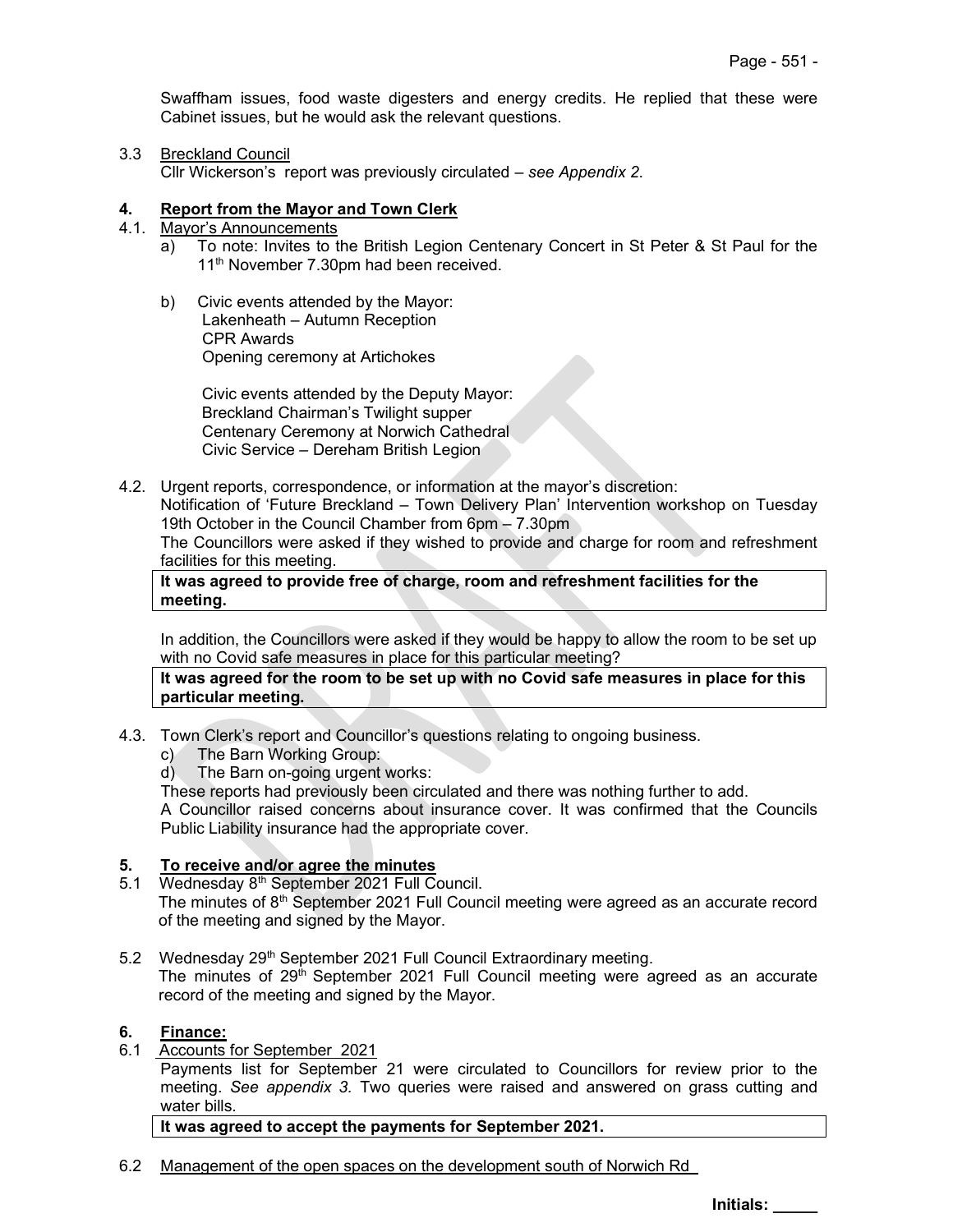Swaffham issues, food waste digesters and energy credits. He replied that these were Cabinet issues, but he would ask the relevant questions.

3.3 Breckland Council
Cllr Wickerson's report was previously circulated – *see Appendix 2*.

## 4. Report from the Mayor and Town Clerk

4.1. Mayor's Announcements

a) To note: Invites to the British Legion Centenary Concert in St Peter & St Paul for the 11th November 7.30pm had been received.

b) Civic events attended by the Mayor:
Lakenheath – Autumn Reception
CPR Awards
Opening ceremony at Artichokes

Civic events attended by the Deputy Mayor:
Breckland Chairman's Twilight supper
Centenary Ceremony at Norwich Cathedral
Civic Service – Dereham British Legion

4.2. Urgent reports, correspondence, or information at the mayor's discretion:
Notification of 'Future Breckland – Town Delivery Plan' Intervention workshop on Tuesday 19th October in the Council Chamber from 6pm – 7.30pm
The Councillors were asked if they wished to provide and charge for room and refreshment facilities for this meeting.

**It was agreed to provide free of charge, room and refreshment facilities for the meeting.**

In addition, the Councillors were asked if they would be happy to allow the room to be set up with no Covid safe measures in place for this particular meeting?

**It was agreed for the room to be set up with no Covid safe measures in place for this particular meeting.**

4.3. Town Clerk's report and Councillor's questions relating to ongoing business.

c) The Barn Working Group:
d) The Barn on-going urgent works:

These reports had previously been circulated and there was nothing further to add.
A Councillor raised concerns about insurance cover. It was confirmed that the Councils Public Liability insurance had the appropriate cover.

## 5. To receive and/or agree the minutes

5.1 Wednesday 8th September 2021 Full Council.
The minutes of 8th September 2021 Full Council meeting were agreed as an accurate record of the meeting and signed by the Mayor.

5.2 Wednesday 29th September 2021 Full Council Extraordinary meeting.
The minutes of 29th September 2021 Full Council meeting were agreed as an accurate record of the meeting and signed by the Mayor.

## 6. Finance:

6.1 Accounts for September 2021
Payments list for September 21 were circulated to Councillors for review prior to the meeting. *See appendix 3.* Two queries were raised and answered on grass cutting and water bills.

**It was agreed to accept the payments for September 2021.**

6.2 Management of the open spaces on the development south of Norwich Rd

Initials: _____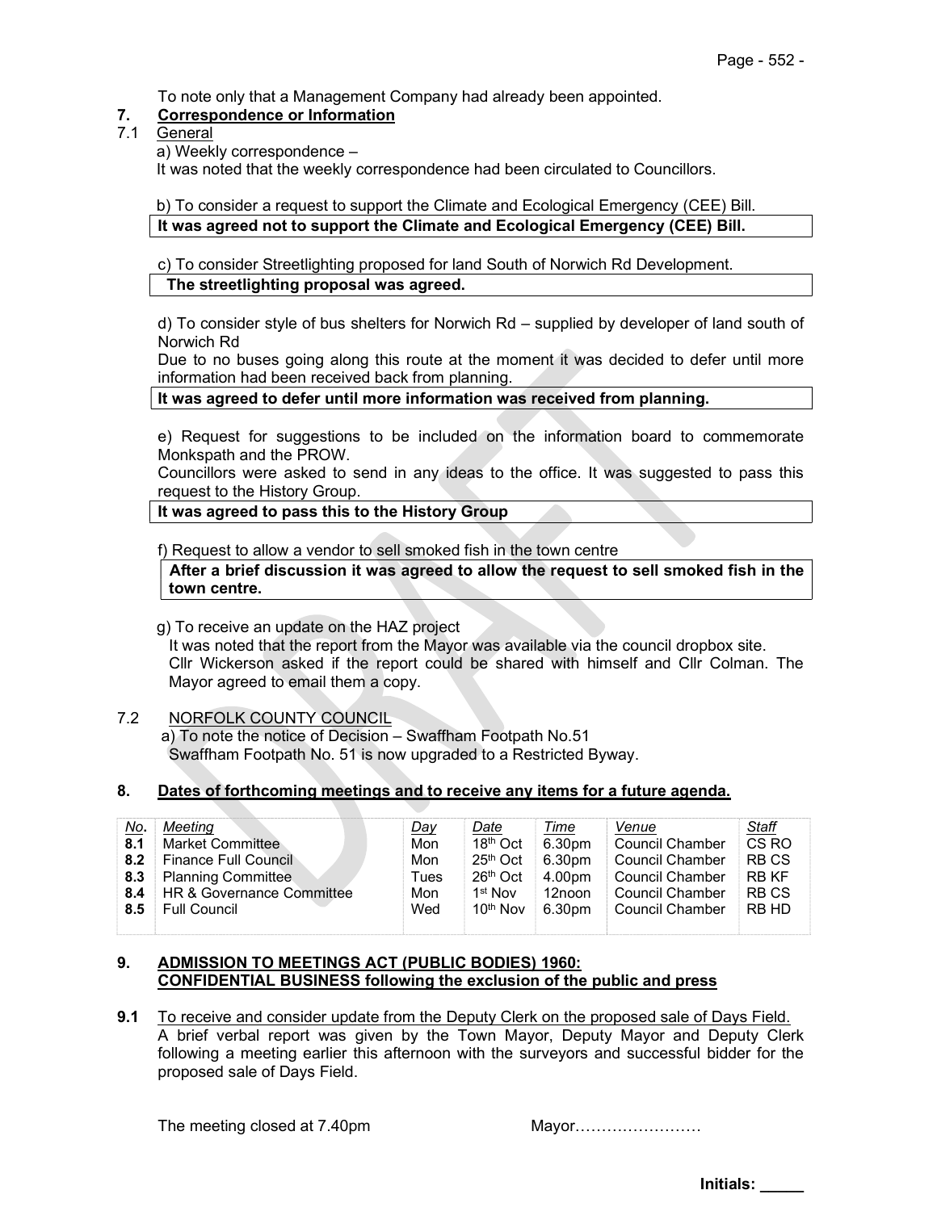To note only that a Management Company had already been appointed.

## 7. Correspondence or Information

### 7.1 General

a) Weekly correspondence –

It was noted that the weekly correspondence had been circulated to Councillors.

b) To consider a request to support the Climate and Ecological Emergency (CEE) Bill.

**It was agreed not to support the Climate and Ecological Emergency (CEE) Bill.**

c) To consider Streetlighting proposed for land South of Norwich Rd Development.

**The streetlighting proposal was agreed.**

d) To consider style of bus shelters for Norwich Rd – supplied by developer of land south of Norwich Rd

Due to no buses going along this route at the moment it was decided to defer until more information had been received back from planning.

**It was agreed to defer until more information was received from planning.**

e) Request for suggestions to be included on the information board to commemorate Monkspath and the PROW.

Councillors were asked to send in any ideas to the office. It was suggested to pass this request to the History Group.

**It was agreed to pass this to the History Group**

f) Request to allow a vendor to sell smoked fish in the town centre

**After a brief discussion it was agreed to allow the request to sell smoked fish in the town centre.**

g) To receive an update on the HAZ project

It was noted that the report from the Mayor was available via the council dropbox site. Cllr Wickerson asked if the report could be shared with himself and Cllr Colman. The Mayor agreed to email them a copy.

### 7.2 NORFOLK COUNTY COUNCIL

a) To note the notice of Decision – Swaffham Footpath No.51

Swaffham Footpath No. 51 is now upgraded to a Restricted Byway.

## 8. Dates of forthcoming meetings and to receive any items for a future agenda.

| No. | Meeting | Day | Date | Time | Venue | Staff |
|---|---|---|---|---|---|---|
| 8.1 | Market Committee | Mon | 18th Oct | 6.30pm | Council Chamber | CS RO |
| 8.2 | Finance Full Council | Mon | 25th Oct | 6.30pm | Council Chamber | RB CS |
| 8.3 | Planning Committee | Tues | 26th Oct | 4.00pm | Council Chamber | RB KF |
| 8.4 | HR & Governance Committee | Mon | 1st Nov | 12noon | Council Chamber | RB CS |
| 8.5 | Full Council | Wed | 10th Nov | 6.30pm | Council Chamber | RB HD |

## 9. ADMISSION TO MEETINGS ACT (PUBLIC BODIES) 1960: CONFIDENTIAL BUSINESS following the exclusion of the public and press

**9.1** To receive and consider update from the Deputy Clerk on the proposed sale of Days Field.

A brief verbal report was given by the Town Mayor, Deputy Mayor and Deputy Clerk following a meeting earlier this afternoon with the surveyors and successful bidder for the proposed sale of Days Field.

The meeting closed at 7.40pm Mayor……………………

Initials: _____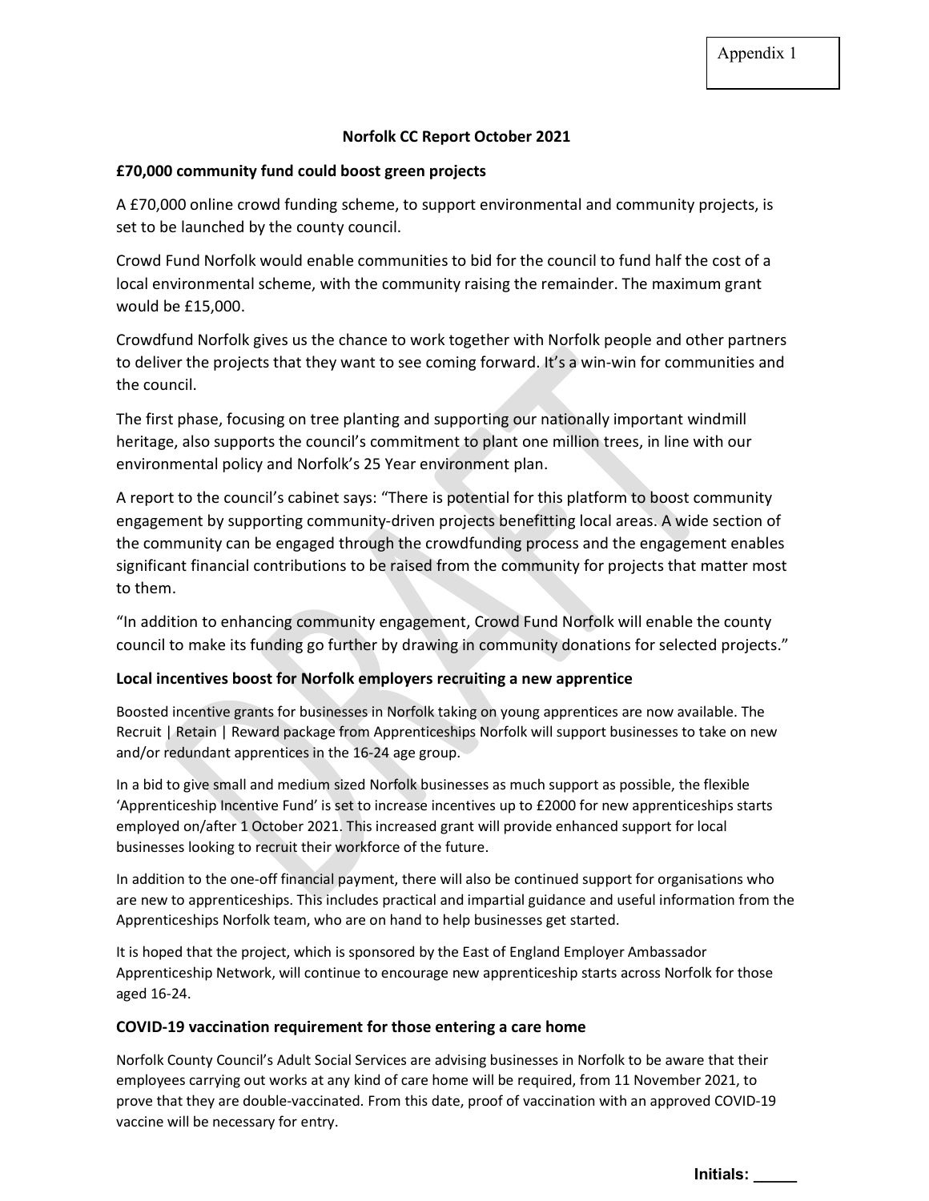Appendix 1

## Norfolk CC Report October 2021

### £70,000 community fund could boost green projects

A £70,000 online crowd funding scheme, to support environmental and community projects, is set to be launched by the county council.

Crowd Fund Norfolk would enable communities to bid for the council to fund half the cost of a local environmental scheme, with the community raising the remainder. The maximum grant would be £15,000.

Crowdfund Norfolk gives us the chance to work together with Norfolk people and other partners to deliver the projects that they want to see coming forward. It's a win-win for communities and the council.

The first phase, focusing on tree planting and supporting our nationally important windmill heritage, also supports the council's commitment to plant one million trees, in line with our environmental policy and Norfolk's 25 Year environment plan.

A report to the council's cabinet says: "There is potential for this platform to boost community engagement by supporting community-driven projects benefitting local areas. A wide section of the community can be engaged through the crowdfunding process and the engagement enables significant financial contributions to be raised from the community for projects that matter most to them.

"In addition to enhancing community engagement, Crowd Fund Norfolk will enable the county council to make its funding go further by drawing in community donations for selected projects."

### Local incentives boost for Norfolk employers recruiting a new apprentice

Boosted incentive grants for businesses in Norfolk taking on young apprentices are now available. The Recruit | Retain | Reward package from Apprenticeships Norfolk will support businesses to take on new and/or redundant apprentices in the 16-24 age group.

In a bid to give small and medium sized Norfolk businesses as much support as possible, the flexible 'Apprenticeship Incentive Fund' is set to increase incentives up to £2000 for new apprenticeships starts employed on/after 1 October 2021. This increased grant will provide enhanced support for local businesses looking to recruit their workforce of the future.

In addition to the one-off financial payment, there will also be continued support for organisations who are new to apprenticeships. This includes practical and impartial guidance and useful information from the Apprenticeships Norfolk team, who are on hand to help businesses get started.

It is hoped that the project, which is sponsored by the East of England Employer Ambassador Apprenticeship Network, will continue to encourage new apprenticeship starts across Norfolk for those aged 16-24.

### COVID-19 vaccination requirement for those entering a care home

Norfolk County Council's Adult Social Services are advising businesses in Norfolk to be aware that their employees carrying out works at any kind of care home will be required, from 11 November 2021, to prove that they are double-vaccinated. From this date, proof of vaccination with an approved COVID-19 vaccine will be necessary for entry.

**Initials: _____**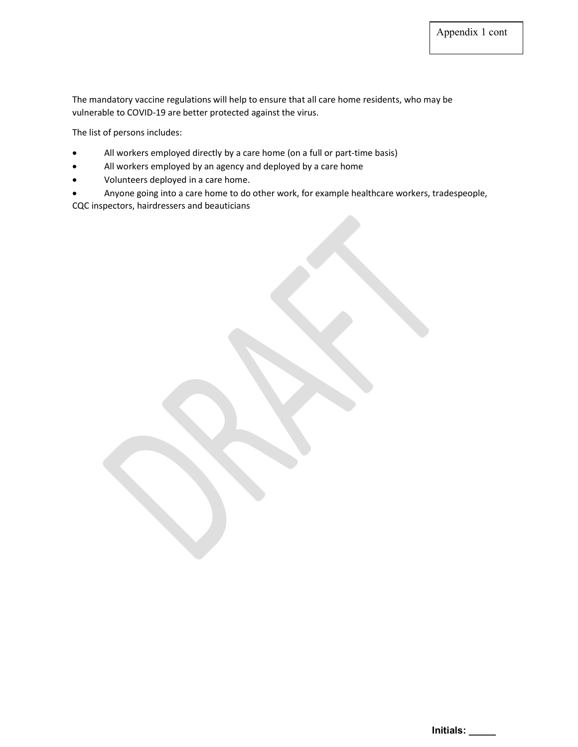Appendix 1 cont

The mandatory vaccine regulations will help to ensure that all care home residents, who may be vulnerable to COVID-19 are better protected against the virus.

The list of persons includes:

- All workers employed directly by a care home (on a full or part-time basis)
- All workers employed by an agency and deployed by a care home
- Volunteers deployed in a care home.
- Anyone going into a care home to do other work, for example healthcare workers, tradespeople, CQC inspectors, hairdressers and beauticians

**Initials: _____**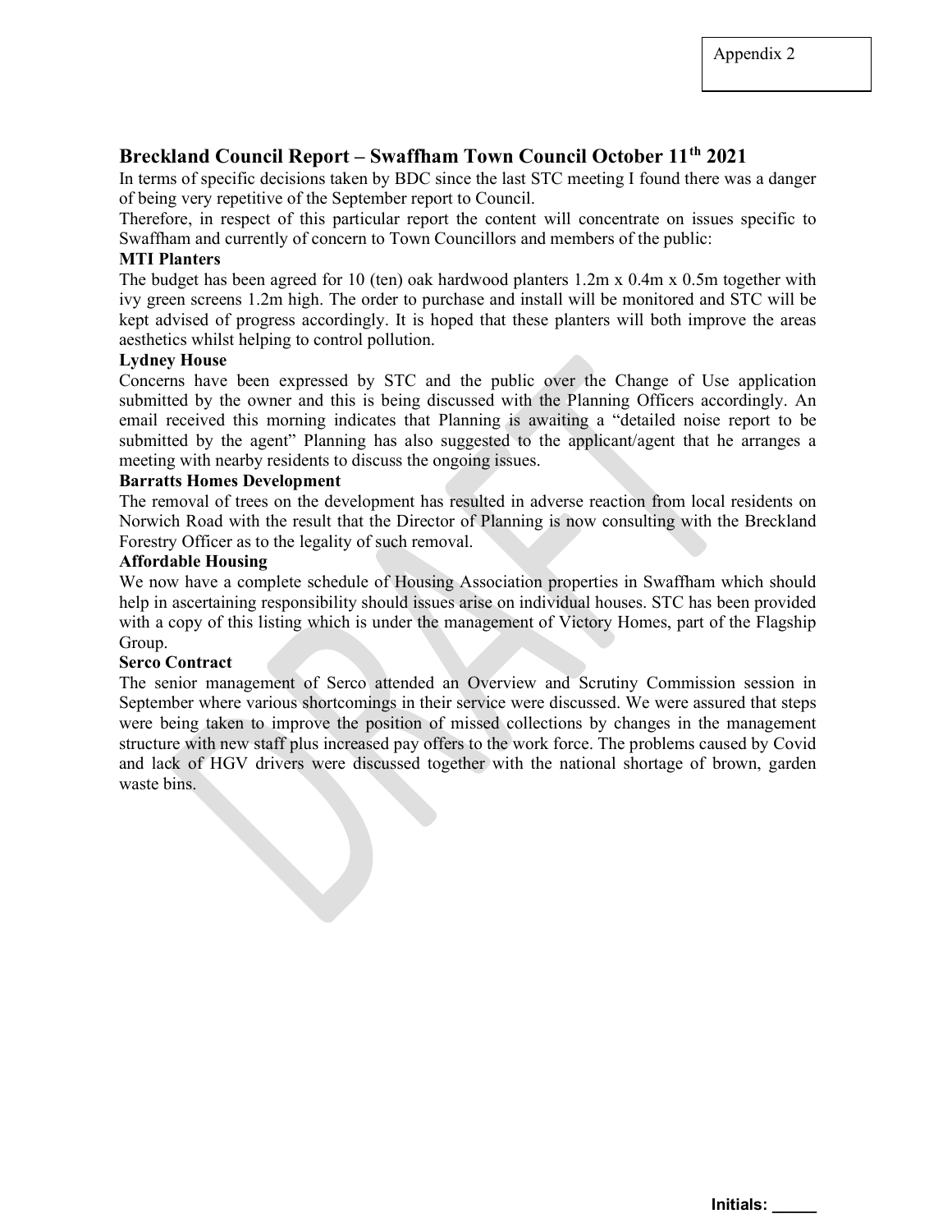Appendix 2

## Breckland Council Report – Swaffham Town Council October 11th 2021

In terms of specific decisions taken by BDC since the last STC meeting I found there was a danger of being very repetitive of the September report to Council.

Therefore, in respect of this particular report the content will concentrate on issues specific to Swaffham and currently of concern to Town Councillors and members of the public:

**MTI Planters**

The budget has been agreed for 10 (ten) oak hardwood planters 1.2m x 0.4m x 0.5m together with ivy green screens 1.2m high. The order to purchase and install will be monitored and STC will be kept advised of progress accordingly. It is hoped that these planters will both improve the areas aesthetics whilst helping to control pollution.

**Lydney House**

Concerns have been expressed by STC and the public over the Change of Use application submitted by the owner and this is being discussed with the Planning Officers accordingly. An email received this morning indicates that Planning is awaiting a "detailed noise report to be submitted by the agent" Planning has also suggested to the applicant/agent that he arranges a meeting with nearby residents to discuss the ongoing issues.

**Barratts Homes Development**

The removal of trees on the development has resulted in adverse reaction from local residents on Norwich Road with the result that the Director of Planning is now consulting with the Breckland Forestry Officer as to the legality of such removal.

**Affordable Housing**

We now have a complete schedule of Housing Association properties in Swaffham which should help in ascertaining responsibility should issues arise on individual houses. STC has been provided with a copy of this listing which is under the management of Victory Homes, part of the Flagship Group.

**Serco Contract**

The senior management of Serco attended an Overview and Scrutiny Commission session in September where various shortcomings in their service were discussed. We were assured that steps were being taken to improve the position of missed collections by changes in the management structure with new staff plus increased pay offers to the work force. The problems caused by Covid and lack of HGV drivers were discussed together with the national shortage of brown, garden waste bins.

**Initials: _____**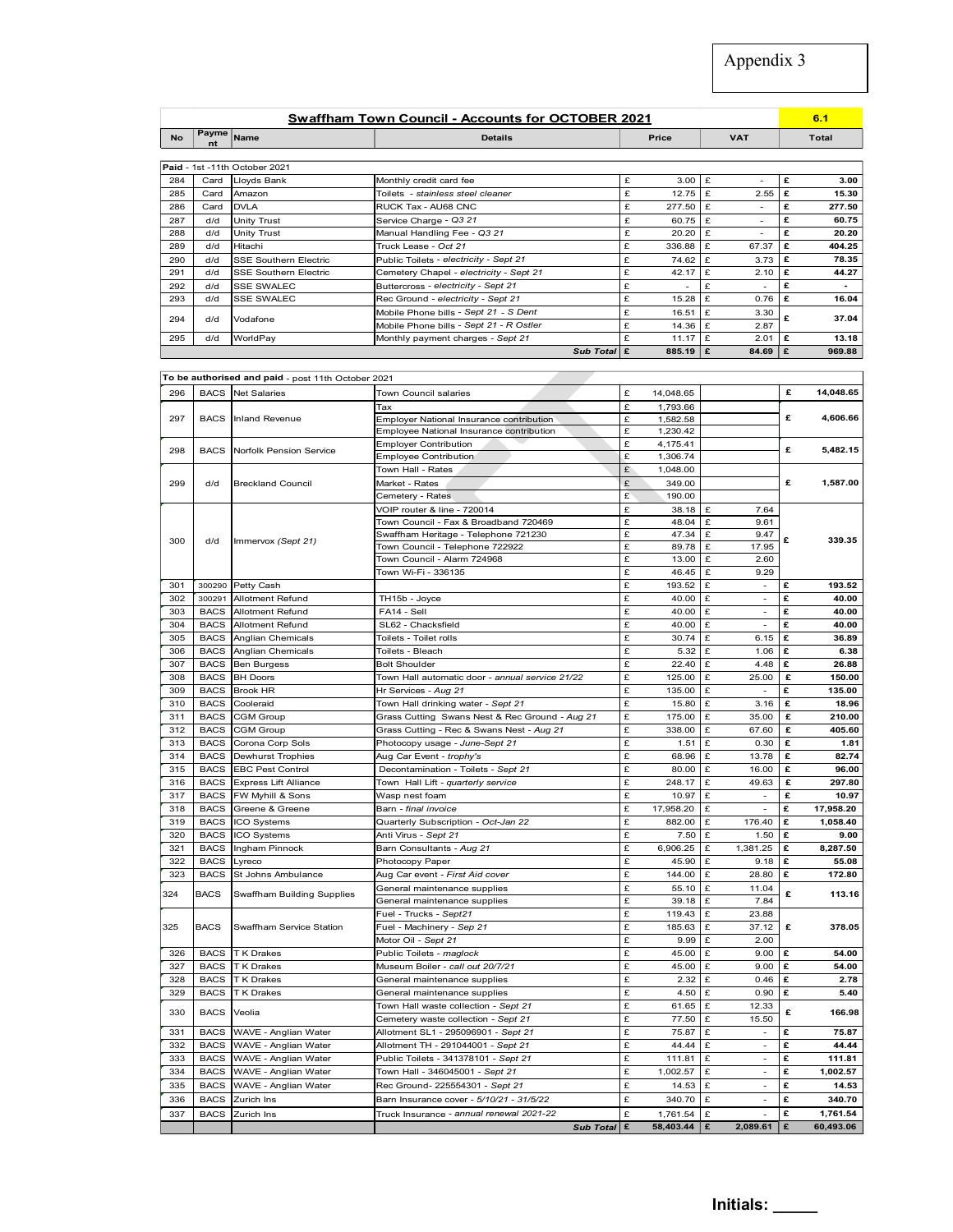Appendix 3

## Swaffham Town Council - Accounts for OCTOBER 2021

**6.1**

| No | Payment | Name | Details | Price | VAT | Total |
|---|---|---|---|---|---|---|
| **Paid** - 1st -11th October 2021 | | | | | | |
| 284 | Card | Lloyds Bank | Monthly credit card fee | £ 3.00 | £ - | £ 3.00 |
| 285 | Card | Amazon | Toilets - *stainless steel cleaner* | £ 12.75 | £ 2.55 | £ 15.30 |
| 286 | Card | DVLA | RUCK Tax - AU68 CNC | £ 277.50 | £ - | £ 277.50 |
| 287 | d/d | Unity Trust | Service Charge - *Q3 21* | £ 60.75 | £ - | £ 60.75 |
| 288 | d/d | Unity Trust | Manual Handling Fee - *Q3 21* | £ 20.20 | £ - | £ 20.20 |
| 289 | d/d | Hitachi | Truck Lease - *Oct 21* | £ 336.88 | £ 67.37 | £ 404.25 |
| 290 | d/d | SSE Southern Electric | Public Toilets - *electricity - Sept 21* | £ 74.62 | £ 3.73 | £ 78.35 |
| 291 | d/d | SSE Southern Electric | Cemetery Chapel - *electricity - Sept 21* | £ 42.17 | £ 2.10 | £ 44.27 |
| 292 | d/d | SSE SWALEC | Buttercross - *electricity - Sept 21* | £ - | £ - | £ - |
| 293 | d/d | SSE SWALEC | Rec Ground - *electricity - Sept 21* | £ 15.28 | £ 0.76 | £ 16.04 |
| 294 | d/d | Vodafone | Mobile Phone bills - *Sept 21 - S Dent* | £ 16.51 | £ 3.30 | £ 37.04 |
| | | | Mobile Phone bills - *Sept 21 - R Ostler* | £ 14.36 | £ 2.87 | |
| 295 | d/d | WorldPay | Monthly payment charges - *Sept 21* | £ 11.17 | £ 2.01 | £ 13.18 |
| | | | ***Sub Total*** | **£ 885.19** | **£ 84.69** | **£ 969.88** |
| **To be authorised and paid** - post 11th October 2021 | | | | | | |
| 296 | BACS | Net Salaries | Town Council salaries | £ 14,048.65 | | £ 14,048.65 |
| 297 | BACS | Inland Revenue | Tax | £ 1,793.66 | | £ 4,606.66 |
| | | | Employer National Insurance contribution | £ 1,582.58 | | |
| | | | Employee National Insurance contribution | £ 1,230.42 | | |
| 298 | BACS | Norfolk Pension Service | Employer Contribution | £ 4,175.41 | | £ 5,482.15 |
| | | | Employee Contribution | £ 1,306.74 | | |
| 299 | d/d | Breckland Council | Town Hall - Rates | £ 1,048.00 | | £ 1,587.00 |
| | | | Market - Rates | £ 349.00 | | |
| | | | Cemetery - Rates | £ 190.00 | | |
| 300 | d/d | Immervox *(Sept 21)* | VOIP router & line - 720014 | £ 38.18 | £ 7.64 | £ 339.35 |
| | | | Town Council - Fax & Broadband 720469 | £ 48.04 | £ 9.61 | |
| | | | Swaffham Heritage - Telephone 721230 | £ 47.34 | £ 9.47 | |
| | | | Town Council - Telephone 722922 | £ 89.78 | £ 17.95 | |
| | | | Town Council - Alarm 724968 | £ 13.00 | £ 2.60 | |
| | | | Town Wi-Fi - 336135 | £ 46.45 | £ 9.29 | |
| 301 | 300290 | Petty Cash | | £ 193.52 | £ - | £ 193.52 |
| 302 | 300291 | Allotment Refund | TH15b - Joyce | £ 40.00 | £ - | £ 40.00 |
| 303 | BACS | Allotment Refund | FA14 - Sell | £ 40.00 | £ - | £ 40.00 |
| 304 | BACS | Allotment Refund | SL62 - Chacksfield | £ 40.00 | £ - | £ 40.00 |
| 305 | BACS | Anglian Chemicals | Toilets - Toilet rolls | £ 30.74 | £ 6.15 | £ 36.89 |
| 306 | BACS | Anglian Chemicals | Toilets - Bleach | £ 5.32 | £ 1.06 | £ 6.38 |
| 307 | BACS | Ben Burgess | Bolt Shoulder | £ 22.40 | £ 4.48 | £ 26.88 |
| 308 | BACS | BH Doors | Town Hall automatic door - *annual service 21/22* | £ 125.00 | £ 25.00 | £ 150.00 |
| 309 | BACS | Brook HR | Hr Services - *Aug 21* | £ 135.00 | £ - | £ 135.00 |
| 310 | BACS | Cooleraid | Town Hall drinking water - *Sept 21* | £ 15.80 | £ 3.16 | £ 18.96 |
| 311 | BACS | CGM Group | Grass Cutting Swans Nest & Rec Ground - *Aug 21* | £ 175.00 | £ 35.00 | £ 210.00 |
| 312 | BACS | CGM Group | Grass Cutting - Rec & Swans Nest - *Aug 21* | £ 338.00 | £ 67.60 | £ 405.60 |
| 313 | BACS | Corona Corp Sols | Photocopy usage - *June-Sept 21* | £ 1.51 | £ 0.30 | £ 1.81 |
| 314 | BACS | Dewhurst Trophies | Aug Car Event - *trophy's* | £ 68.96 | £ 13.78 | £ 82.74 |
| 315 | BACS | EBC Pest Control | Decontamination - Toilets - *Sept 21* | £ 80.00 | £ 16.00 | £ 96.00 |
| 316 | BACS | Express Lift Alliance | Town Hall Lift - *quarterly service* | £ 248.17 | £ 49.63 | £ 297.80 |
| 317 | BACS | FW Myhill & Sons | Wasp nest foam | £ 10.97 | £ - | £ 10.97 |
| 318 | BACS | Greene & Greene | Barn - *final invoice* | £ 17,958.20 | £ - | £ 17,958.20 |
| 319 | BACS | ICO Systems | Quarterly Subscription - *Oct-Jan 22* | £ 882.00 | £ 176.40 | £ 1,058.40 |
| 320 | BACS | ICO Systems | Anti Virus - *Sept 21* | £ 7.50 | £ 1.50 | £ 9.00 |
| 321 | BACS | Ingham Pinnock | Barn Consultants - *Aug 21* | £ 6,906.25 | £ 1,381.25 | £ 8,287.50 |
| 322 | BACS | Lyreco | Photocopy Paper | £ 45.90 | £ 9.18 | £ 55.08 |
| 323 | BACS | St Johns Ambulance | Aug Car event - *First Aid cover* | £ 144.00 | £ 28.80 | £ 172.80 |
| 324 | BACS | Swaffham Building Supplies | General maintenance supplies | £ 55.10 | £ 11.04 | £ 113.16 |
| | | | General maintenance supplies | £ 39.18 | £ 7.84 | |
| 325 | BACS | Swaffham Service Station | Fuel - Trucks - *Sept21* | £ 119.43 | £ 23.88 | £ 378.05 |
| | | | Fuel - Machinery - *Sep 21* | £ 185.63 | £ 37.12 | |
| | | | Motor Oil - *Sept 21* | £ 9.99 | £ 2.00 | |
| 326 | BACS | T K Drakes | Public Toilets - *maglock* | £ 45.00 | £ 9.00 | £ 54.00 |
| 327 | BACS | T K Drakes | Museum Boiler - *call out 20/7/21* | £ 45.00 | £ 9.00 | £ 54.00 |
| 328 | BACS | T K Drakes | General maintenance supplies | £ 2.32 | £ 0.46 | £ 2.78 |
| 329 | BACS | T K Drakes | General maintenance supplies | £ 4.50 | £ 0.90 | £ 5.40 |
| 330 | BACS | Veolia | Town Hall waste collection - *Sept 21* | £ 61.65 | £ 12.33 | £ 166.98 |
| | | | Cemetery waste collection - *Sept 21* | £ 77.50 | £ 15.50 | |
| 331 | BACS | WAVE - Anglian Water | Allotment SL1 - 295096901 - *Sept 21* | £ 75.87 | £ - | £ 75.87 |
| 332 | BACS | WAVE - Anglian Water | Allotment TH - 291044001 - *Sept 21* | £ 44.44 | £ - | £ 44.44 |
| 333 | BACS | WAVE - Anglian Water | Public Toilets - 341378101 - *Sept 21* | £ 111.81 | £ - | £ 111.81 |
| 334 | BACS | WAVE - Anglian Water | Town Hall - 346045001 - *Sept 21* | £ 1,002.57 | £ - | £ 1,002.57 |
| 335 | BACS | WAVE - Anglian Water | Rec Ground- 225554301 - *Sept 21* | £ 14.53 | £ - | £ 14.53 |
| 336 | BACS | Zurich Ins | Barn Insurance cover - *5/10/21 - 31/5/22* | £ 340.70 | £ - | £ 340.70 |
| 337 | BACS | Zurich Ins | Truck Insurance - *annual renewal 2021-22* | £ 1,761.54 | £ - | £ 1,761.54 |
| | | | ***Sub Total*** | **£ 58,403.44** | **£ 2,089.61** | **£ 60,493.06** |

**Initials: _____**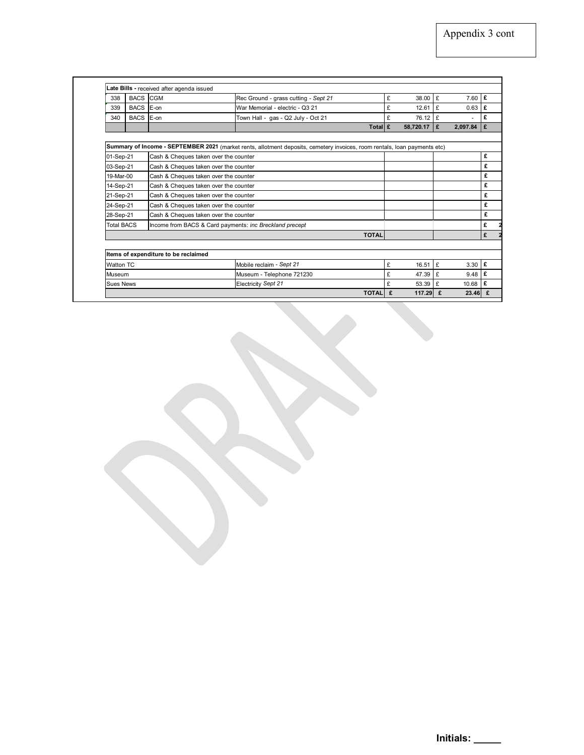Appendix 3 cont

| | | | | | | | | | | |
|---|---|---|---|---|---|---|---|---|---|---|
| **Late Bills** - received after agenda issued | | | | | | | | | | |
| 338 | BACS | CGM | Rec Ground - grass cutting - *Sept 21* | £ | 38.00 | £ | 7.60 | £ | | |
| 339 | BACS | E-on | War Memorial - electric - Q3 21 | £ | 12.61 | £ | 0.63 | £ | | |
| 340 | BACS | E-on | Town Hall - gas - Q2 July - Oct 21 | £ | 76.12 | £ | - | £ | | |
| | | | **Total** | **£** | **58,720.17** | **£** | **2,097.84** | **£** | | |

| | | | | | |
|---|---|---|---|---|---|
| **Summary of Income - SEPTEMBER 2021** (market rents, allotment deposits, cemetery invoices, room rentals, loan payments etc) | | | | | |
| 01-Sep-21 | Cash & Cheques taken over the counter | | | £ | |
| 03-Sep-21 | Cash & Cheques taken over the counter | | | £ | |
| 19-Mar-00 | Cash & Cheques taken over the counter | | | £ | |
| 14-Sep-21 | Cash & Cheques taken over the counter | | | £ | |
| 21-Sep-21 | Cash & Cheques taken over the counter | | | £ | |
| 24-Sep-21 | Cash & Cheques taken over the counter | | | £ | |
| 28-Sep-21 | Cash & Cheques taken over the counter | | | £ | |
| Total BACS | Income from BACS & Card payments: *inc Breckland precept* | | | £ | 2 |
| | **TOTAL** | | | **£** | **2** |

| | | | | | | | |
|---|---|---|---|---|---|---|---|
| **Items of expenditure to be reclaimed** | | | | | | | |
| Watton TC | Mobile reclaim - *Sept 21* | £ | 16.51 | £ | 3.30 | £ | |
| Museum | Museum - Telephone 721230 | £ | 47.39 | £ | 9.48 | £ | |
| Sues News | Electricity *Sept 21* | £ | 53.39 | £ | 10.68 | £ | |
| | **TOTAL** | **£** | **117.29** | **£** | **23.46** | **£** | |

DRAFT

**Initials: _____**